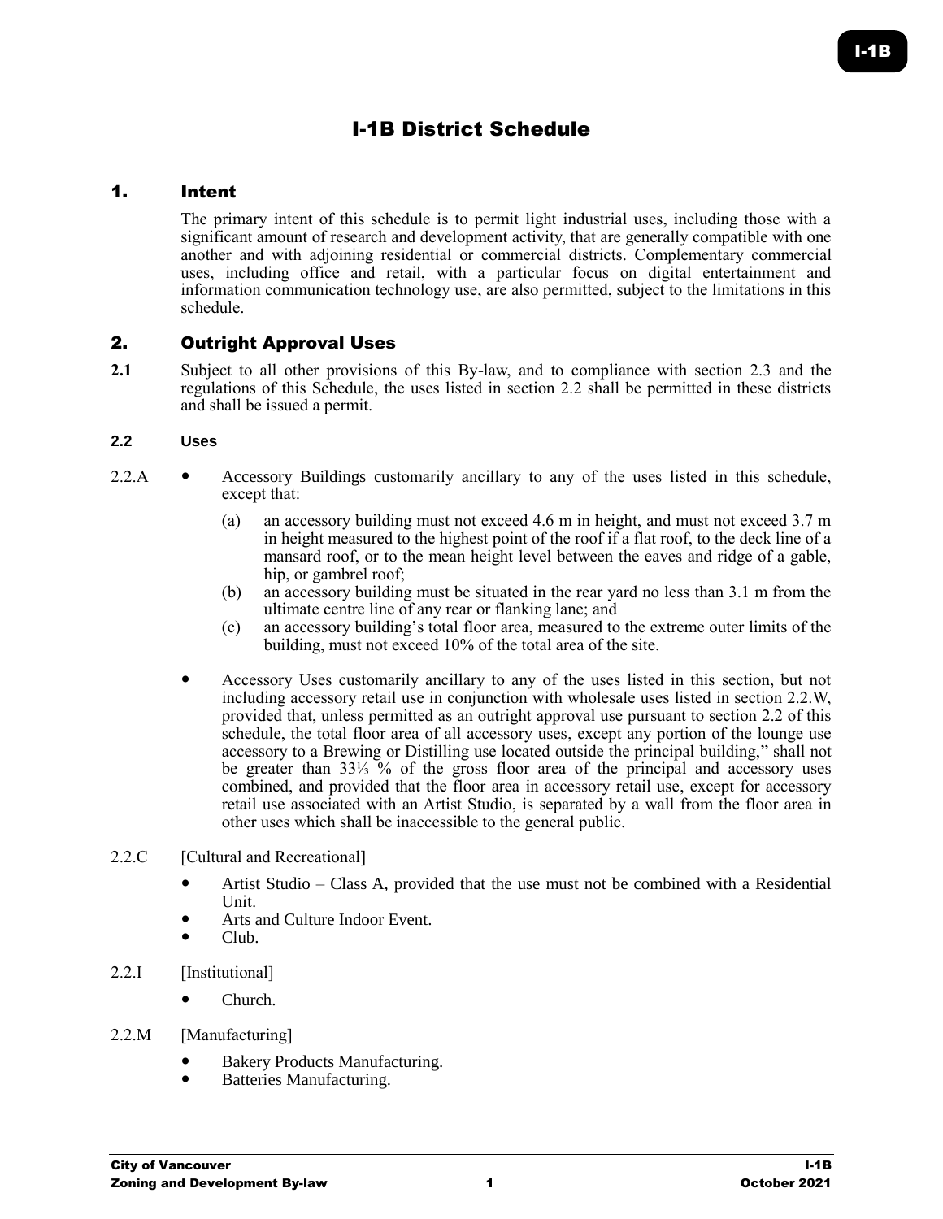# I-1B District Schedule

## 1. Intent

The primary intent of this schedule is to permit light industrial uses, including those with a significant amount of research and development activity, that are generally compatible with one another and with adjoining residential or commercial districts. Complementary commercial uses, including office and retail, with a particular focus on digital entertainment and information communication technology use, are also permitted, subject to the limitations in this schedule.

## 2. Outright Approval Uses

**2.1** Subject to all other provisions of this By-law, and to compliance with section 2.3 and the regulations of this Schedule, the uses listed in section 2.2 shall be permitted in these districts and shall be issued a permit.

### 2.2 Uses

2.2.A

- Accessory Buildings customarily ancillary to any of the uses listed in this schedule, except that:
  - (a) an accessory building must not exceed 4.6 m in height, and must not exceed 3.7 m in height measured to the highest point of the roof if a flat roof, to the deck line of a mansard roof, or to the mean height level between the eaves and ridge of a gable, hip, or gambrel roof;
  - (b) an accessory building must be situated in the rear yard no less than 3.1 m from the ultimate centre line of any rear or flanking lane; and
  - (c) an accessory building's total floor area, measured to the extreme outer limits of the building, must not exceed 10% of the total area of the site.
- Accessory Uses customarily ancillary to any of the uses listed in this section, but not including accessory retail use in conjunction with wholesale uses listed in section 2.2.W, provided that, unless permitted as an outright approval use pursuant to section 2.2 of this schedule, the total floor area of all accessory uses, except any portion of the lounge use accessory to a Brewing or Distilling use located outside the principal building," shall not be greater than 33⅓ % of the gross floor area of the principal and accessory uses combined, and provided that the floor area in accessory retail use, except for accessory retail use associated with an Artist Studio, is separated by a wall from the floor area in other uses which shall be inaccessible to the general public.

2.2.C [Cultural and Recreational]

- Artist Studio – Class A, provided that the use must not be combined with a Residential Unit.
- Arts and Culture Indoor Event.
- Club.

2.2.I [Institutional]

- Church.

2.2.M [Manufacturing]

- Bakery Products Manufacturing.
- Batteries Manufacturing.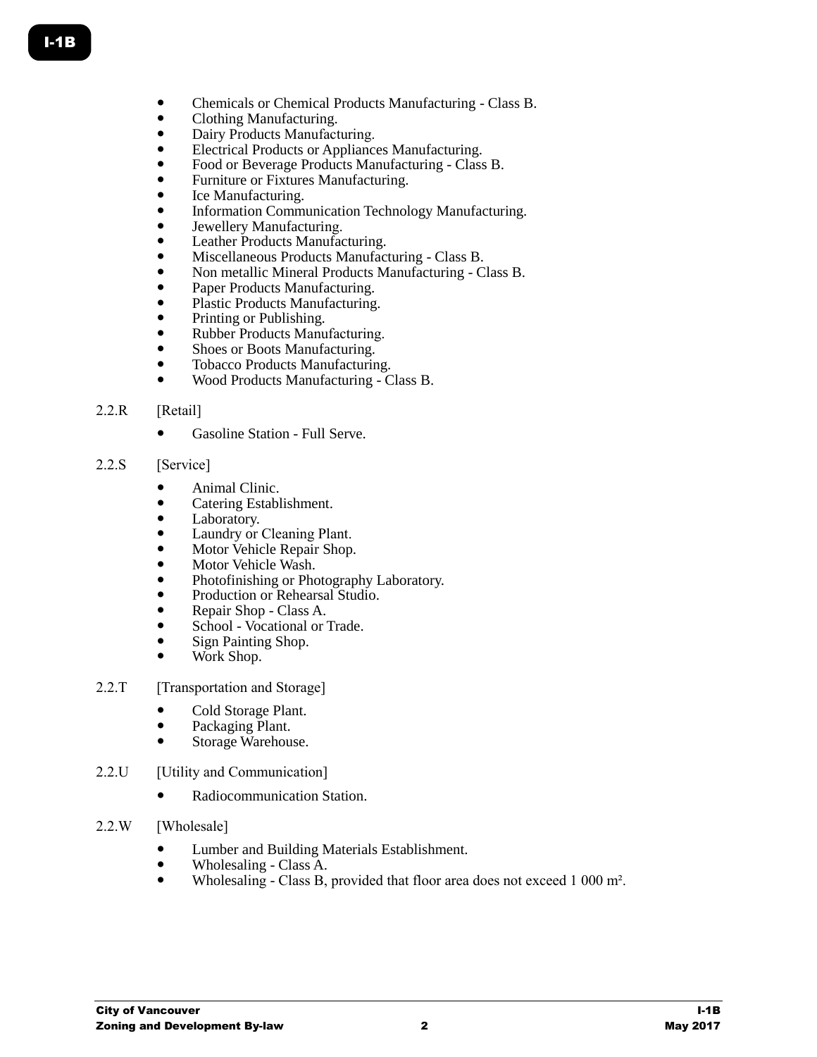- Chemicals or Chemical Products Manufacturing - Class B.
- Clothing Manufacturing.
- Dairy Products Manufacturing.
- Electrical Products or Appliances Manufacturing.
- Food or Beverage Products Manufacturing - Class B.
- Furniture or Fixtures Manufacturing.
- Ice Manufacturing.
- Information Communication Technology Manufacturing.
- Jewellery Manufacturing.
- Leather Products Manufacturing.
- Miscellaneous Products Manufacturing - Class B.
- Non metallic Mineral Products Manufacturing - Class B.
- Paper Products Manufacturing.
- Plastic Products Manufacturing.
- Printing or Publishing.
- Rubber Products Manufacturing.
- Shoes or Boots Manufacturing.
- Tobacco Products Manufacturing.
- Wood Products Manufacturing - Class B.

2.2.R [Retail]

- Gasoline Station - Full Serve.

2.2.S [Service]

- Animal Clinic.
- Catering Establishment.
- Laboratory.
- Laundry or Cleaning Plant.
- Motor Vehicle Repair Shop.
- Motor Vehicle Wash.
- Photofinishing or Photography Laboratory.
- Production or Rehearsal Studio.
- Repair Shop - Class A.
- School - Vocational or Trade.
- Sign Painting Shop.
- Work Shop.

2.2.T [Transportation and Storage]

- Cold Storage Plant.
- Packaging Plant.
- Storage Warehouse.

2.2.U [Utility and Communication]

- Radiocommunication Station.

2.2.W [Wholesale]

- Lumber and Building Materials Establishment.
- Wholesaling - Class A.
- Wholesaling - Class B, provided that floor area does not exceed 1 000 $m^2$.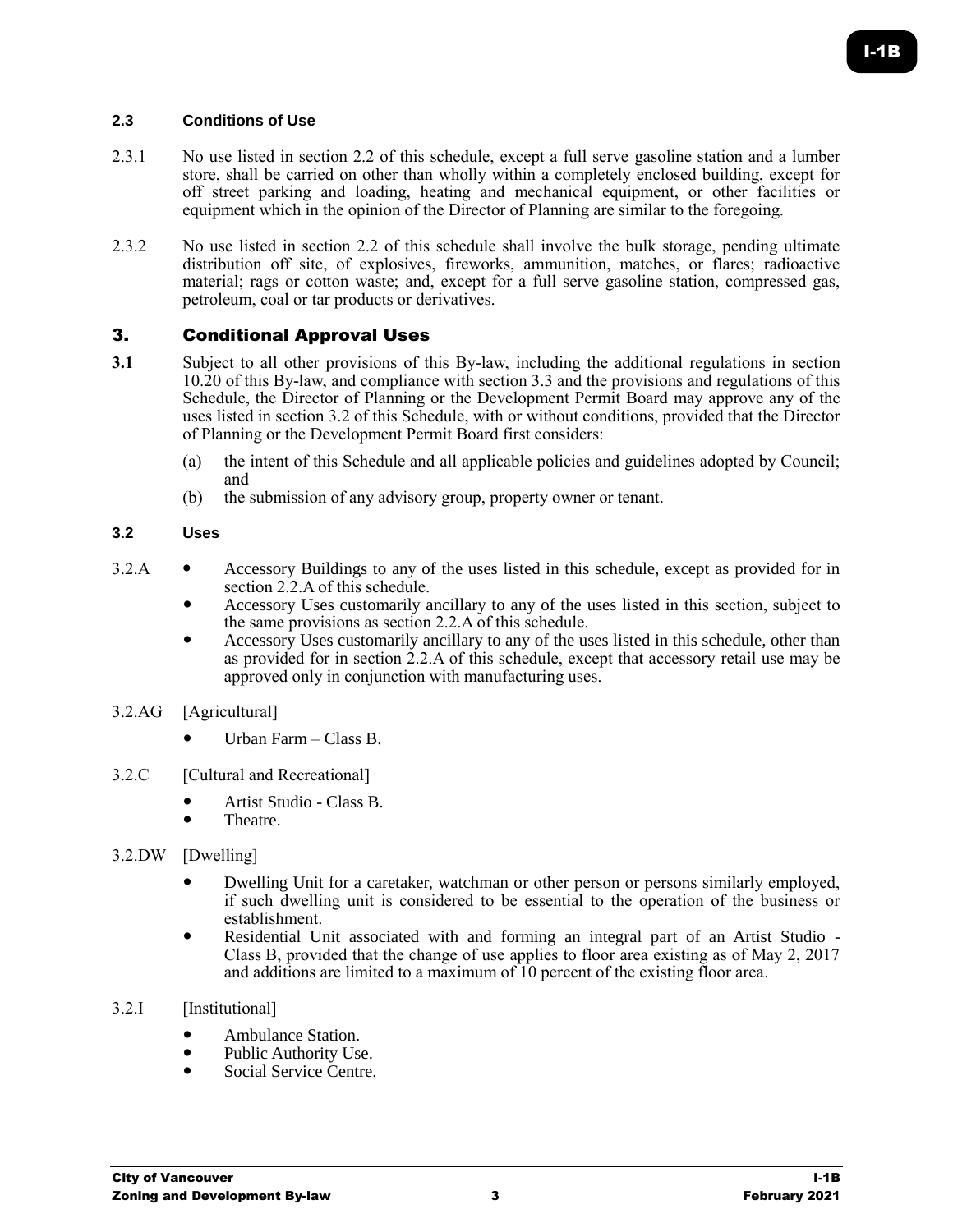### 2.3 Conditions of Use

2.3.1 No use listed in section 2.2 of this schedule, except a full serve gasoline station and a lumber store, shall be carried on other than wholly within a completely enclosed building, except for off street parking and loading, heating and mechanical equipment, or other facilities or equipment which in the opinion of the Director of Planning are similar to the foregoing.

2.3.2 No use listed in section 2.2 of this schedule shall involve the bulk storage, pending ultimate distribution off site, of explosives, fireworks, ammunition, matches, or flares; radioactive material; rags or cotton waste; and, except for a full serve gasoline station, compressed gas, petroleum, coal or tar products or derivatives.

## 3. Conditional Approval Uses

**3.1** Subject to all other provisions of this By-law, including the additional regulations in section 10.20 of this By-law, and compliance with section 3.3 and the provisions and regulations of this Schedule, the Director of Planning or the Development Permit Board may approve any of the uses listed in section 3.2 of this Schedule, with or without conditions, provided that the Director of Planning or the Development Permit Board first considers:

(a) the intent of this Schedule and all applicable policies and guidelines adopted by Council; and
(b) the submission of any advisory group, property owner or tenant.

### 3.2 Uses

3.2.A
- Accessory Buildings to any of the uses listed in this schedule, except as provided for in section 2.2.A of this schedule.
- Accessory Uses customarily ancillary to any of the uses listed in this section, subject to the same provisions as section 2.2.A of this schedule.
- Accessory Uses customarily ancillary to any of the uses listed in this schedule, other than as provided for in section 2.2.A of this schedule, except that accessory retail use may be approved only in conjunction with manufacturing uses.

3.2.AG [Agricultural]
- Urban Farm – Class B.

3.2.C [Cultural and Recreational]
- Artist Studio - Class B.
- Theatre.

3.2.DW [Dwelling]
- Dwelling Unit for a caretaker, watchman or other person or persons similarly employed, if such dwelling unit is considered to be essential to the operation of the business or establishment.
- Residential Unit associated with and forming an integral part of an Artist Studio - Class B, provided that the change of use applies to floor area existing as of May 2, 2017 and additions are limited to a maximum of 10 percent of the existing floor area.

3.2.I [Institutional]
- Ambulance Station.
- Public Authority Use.
- Social Service Centre.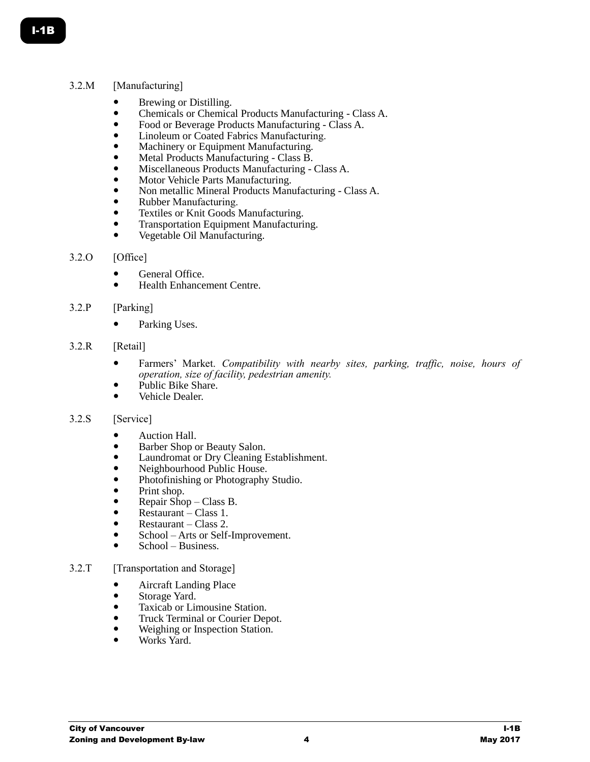3.2.M [Manufacturing]

- Brewing or Distilling.
- Chemicals or Chemical Products Manufacturing - Class A.
- Food or Beverage Products Manufacturing - Class A.
- Linoleum or Coated Fabrics Manufacturing.
- Machinery or Equipment Manufacturing.
- Metal Products Manufacturing - Class B.
- Miscellaneous Products Manufacturing - Class A.
- Motor Vehicle Parts Manufacturing.
- Non metallic Mineral Products Manufacturing - Class A.
- Rubber Manufacturing.
- Textiles or Knit Goods Manufacturing.
- Transportation Equipment Manufacturing.
- Vegetable Oil Manufacturing.

3.2.O [Office]

- General Office.
- Health Enhancement Centre.

3.2.P [Parking]

- Parking Uses.

3.2.R [Retail]

- Farmers' Market. *Compatibility with nearby sites, parking, traffic, noise, hours of operation, size of facility, pedestrian amenity.*
- Public Bike Share.
- Vehicle Dealer.

3.2.S [Service]

- Auction Hall.
- Barber Shop or Beauty Salon.
- Laundromat or Dry Cleaning Establishment.
- Neighbourhood Public House.
- Photofinishing or Photography Studio.
- Print shop.
- Repair Shop – Class B.
- Restaurant – Class 1.
- Restaurant – Class 2.
- School – Arts or Self-Improvement.
- School – Business.

3.2.T [Transportation and Storage]

- Aircraft Landing Place
- Storage Yard.
- Taxicab or Limousine Station.
- Truck Terminal or Courier Depot.
- Weighing or Inspection Station.
- Works Yard.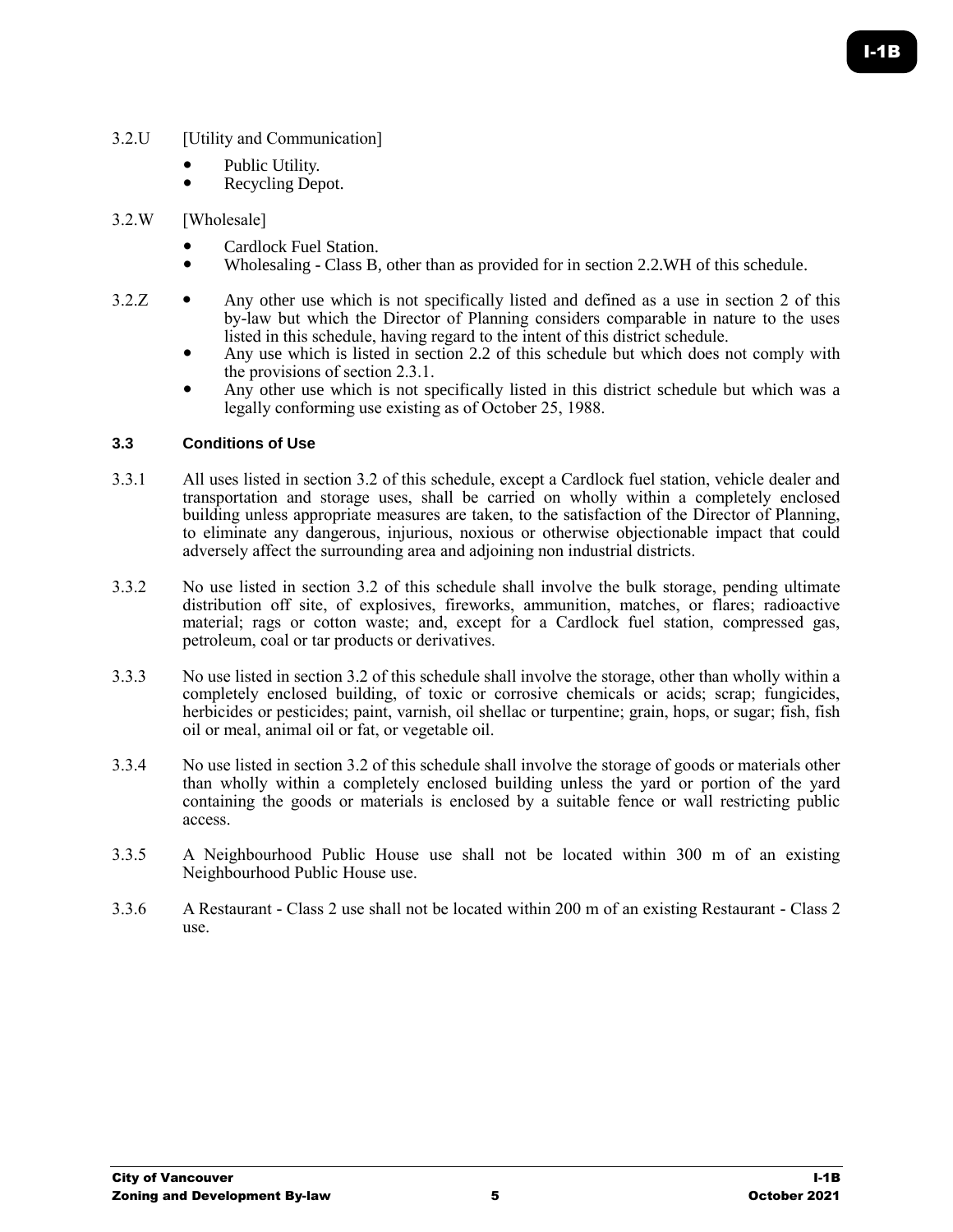3.2.U [Utility and Communication]

- Public Utility.
- Recycling Depot.

3.2.W [Wholesale]

- Cardlock Fuel Station.
- Wholesaling - Class B, other than as provided for in section 2.2.WH of this schedule.

3.2.Z

- Any other use which is not specifically listed and defined as a use in section 2 of this by-law but which the Director of Planning considers comparable in nature to the uses listed in this schedule, having regard to the intent of this district schedule.
- Any use which is listed in section 2.2 of this schedule but which does not comply with the provisions of section 2.3.1.
- Any other use which is not specifically listed in this district schedule but which was a legally conforming use existing as of October 25, 1988.

### 3.3 Conditions of Use

3.3.1 All uses listed in section 3.2 of this schedule, except a Cardlock fuel station, vehicle dealer and transportation and storage uses, shall be carried on wholly within a completely enclosed building unless appropriate measures are taken, to the satisfaction of the Director of Planning, to eliminate any dangerous, injurious, noxious or otherwise objectionable impact that could adversely affect the surrounding area and adjoining non industrial districts.

3.3.2 No use listed in section 3.2 of this schedule shall involve the bulk storage, pending ultimate distribution off site, of explosives, fireworks, ammunition, matches, or flares; radioactive material; rags or cotton waste; and, except for a Cardlock fuel station, compressed gas, petroleum, coal or tar products or derivatives.

3.3.3 No use listed in section 3.2 of this schedule shall involve the storage, other than wholly within a completely enclosed building, of toxic or corrosive chemicals or acids; scrap; fungicides, herbicides or pesticides; paint, varnish, oil shellac or turpentine; grain, hops, or sugar; fish, fish oil or meal, animal oil or fat, or vegetable oil.

3.3.4 No use listed in section 3.2 of this schedule shall involve the storage of goods or materials other than wholly within a completely enclosed building unless the yard or portion of the yard containing the goods or materials is enclosed by a suitable fence or wall restricting public access.

3.3.5 A Neighbourhood Public House use shall not be located within 300 m of an existing Neighbourhood Public House use.

3.3.6 A Restaurant - Class 2 use shall not be located within 200 m of an existing Restaurant - Class 2 use.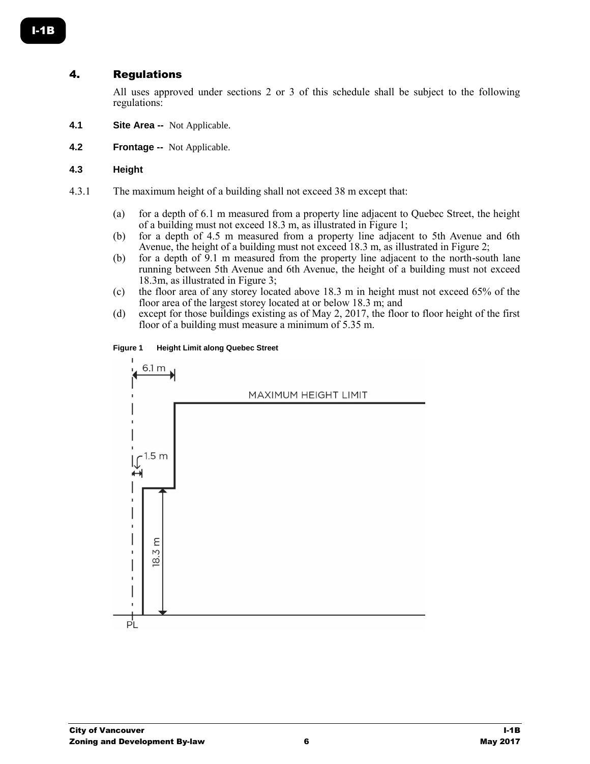## 4. Regulations

All uses approved under sections 2 or 3 of this schedule shall be subject to the following regulations:

**4.1 Site Area --** Not Applicable.

**4.2 Frontage --** Not Applicable.

**4.3 Height**

4.3.1 The maximum height of a building shall not exceed 38 m except that:

(a) for a depth of 6.1 m measured from a property line adjacent to Quebec Street, the height of a building must not exceed 18.3 m, as illustrated in Figure 1;

(b) for a depth of 4.5 m measured from a property line adjacent to 5th Avenue and 6th Avenue, the height of a building must not exceed 18.3 m, as illustrated in Figure 2;

(b) for a depth of 9.1 m measured from the property line adjacent to the north-south lane running between 5th Avenue and 6th Avenue, the height of a building must not exceed 18.3m, as illustrated in Figure 3;

(c) the floor area of any storey located above 18.3 m in height must not exceed 65% of the floor area of the largest storey located at or below 18.3 m; and

(d) except for those buildings existing as of May 2, 2017, the floor to floor height of the first floor of a building must measure a minimum of 5.35 m.

**Figure 1 Height Limit along Quebec Street**

6.1 m

MAXIMUM HEIGHT LIMIT

1.5 m

18.3 m

PL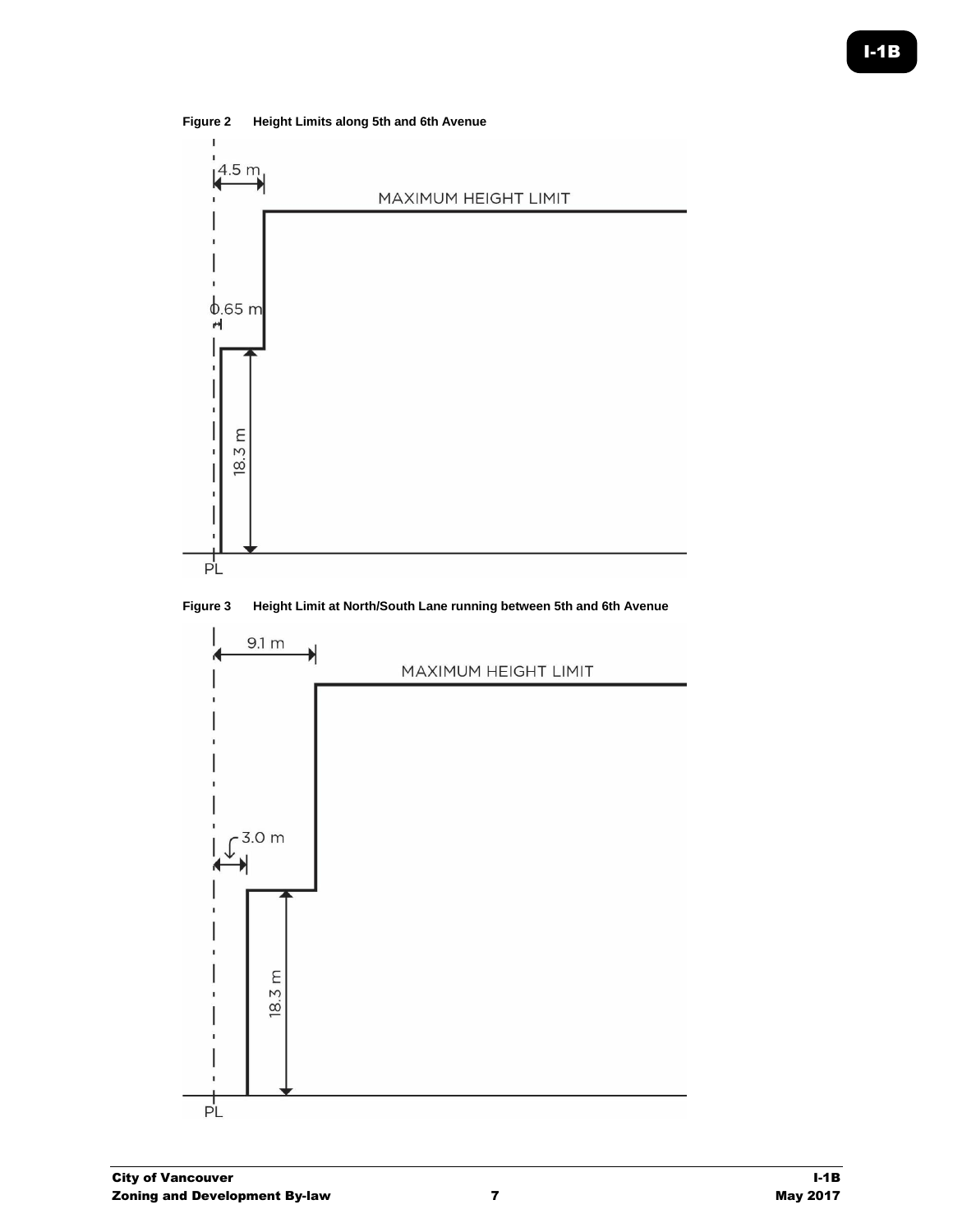**Figure 2 Height Limits along 5th and 6th Avenue**

4.5 m

MAXIMUM HEIGHT LIMIT

0.65 m

18.3 m

PL

**Figure 3 Height Limit at North/South Lane running between 5th and 6th Avenue**

9.1 m

MAXIMUM HEIGHT LIMIT

3.0 m

18.3 m

PL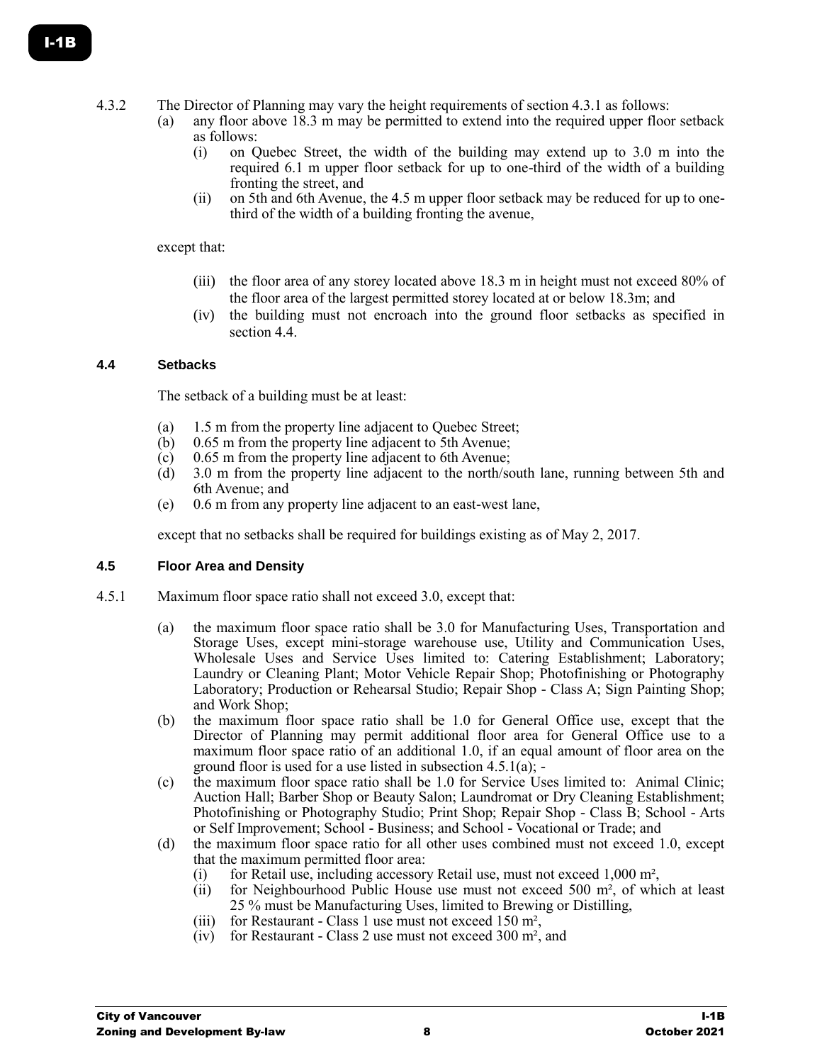4.3.2 The Director of Planning may vary the height requirements of section 4.3.1 as follows:

(a) any floor above 18.3 m may be permitted to extend into the required upper floor setback as follows:

   (i) on Quebec Street, the width of the building may extend up to 3.0 m into the required 6.1 m upper floor setback for up to one-third of the width of a building fronting the street, and

   (ii) on 5th and 6th Avenue, the 4.5 m upper floor setback may be reduced for up to one-third of the width of a building fronting the avenue,

except that:

   (iii) the floor area of any storey located above 18.3 m in height must not exceed 80% of the floor area of the largest permitted storey located at or below 18.3m; and

   (iv) the building must not encroach into the ground floor setbacks as specified in section 4.4.

### 4.4 Setbacks

The setback of a building must be at least:

(a) 1.5 m from the property line adjacent to Quebec Street;
(b) 0.65 m from the property line adjacent to 5th Avenue;
(c) 0.65 m from the property line adjacent to 6th Avenue;
(d) 3.0 m from the property line adjacent to the north/south lane, running between 5th and 6th Avenue; and
(e) 0.6 m from any property line adjacent to an east-west lane,

except that no setbacks shall be required for buildings existing as of May 2, 2017.

### 4.5 Floor Area and Density

4.5.1 Maximum floor space ratio shall not exceed 3.0, except that:

(a) the maximum floor space ratio shall be 3.0 for Manufacturing Uses, Transportation and Storage Uses, except mini-storage warehouse use, Utility and Communication Uses, Wholesale Uses and Service Uses limited to: Catering Establishment; Laboratory; Laundry or Cleaning Plant; Motor Vehicle Repair Shop; Photofinishing or Photography Laboratory; Production or Rehearsal Studio; Repair Shop - Class A; Sign Painting Shop; and Work Shop;

(b) the maximum floor space ratio shall be 1.0 for General Office use, except that the Director of Planning may permit additional floor area for General Office use to a maximum floor space ratio of an additional 1.0, if an equal amount of floor area on the ground floor is used for a use listed in subsection 4.5.1(a); -

(c) the maximum floor space ratio shall be 1.0 for Service Uses limited to: Animal Clinic; Auction Hall; Barber Shop or Beauty Salon; Laundromat or Dry Cleaning Establishment; Photofinishing or Photography Studio; Print Shop; Repair Shop - Class B; School - Arts or Self Improvement; School - Business; and School - Vocational or Trade; and

(d) the maximum floor space ratio for all other uses combined must not exceed 1.0, except that the maximum permitted floor area:

   (i) for Retail use, including accessory Retail use, must not exceed 1,000 m²,

   (ii) for Neighbourhood Public House use must not exceed 500 m², of which at least 25 % must be Manufacturing Uses, limited to Brewing or Distilling,

   (iii) for Restaurant - Class 1 use must not exceed 150 m²,

   (iv) for Restaurant - Class 2 use must not exceed 300 m², and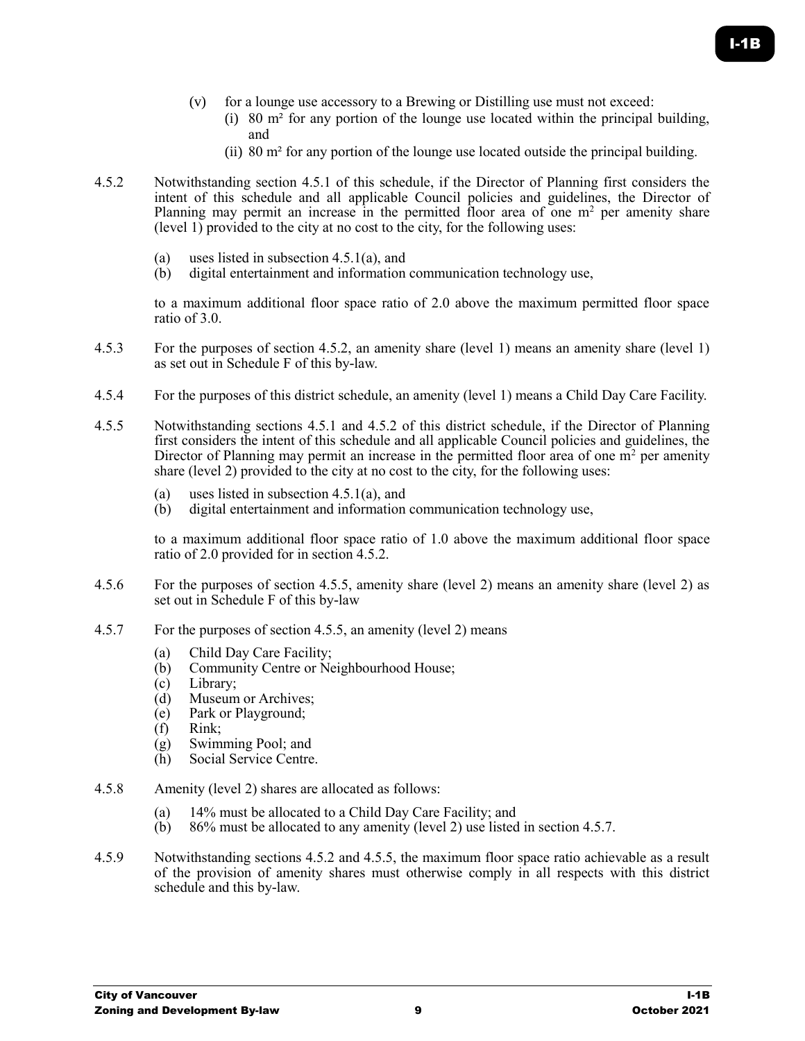(v) for a lounge use accessory to a Brewing or Distilling use must not exceed:
   (i) 80 m² for any portion of the lounge use located within the principal building, and
   (ii) 80 m² for any portion of the lounge use located outside the principal building.

4.5.2 Notwithstanding section 4.5.1 of this schedule, if the Director of Planning first considers the intent of this schedule and all applicable Council policies and guidelines, the Director of Planning may permit an increase in the permitted floor area of one m² per amenity share (level 1) provided to the city at no cost to the city, for the following uses:

(a) uses listed in subsection 4.5.1(a), and
(b) digital entertainment and information communication technology use,

to a maximum additional floor space ratio of 2.0 above the maximum permitted floor space ratio of 3.0.

4.5.3 For the purposes of section 4.5.2, an amenity share (level 1) means an amenity share (level 1) as set out in Schedule F of this by-law.

4.5.4 For the purposes of this district schedule, an amenity (level 1) means a Child Day Care Facility.

4.5.5 Notwithstanding sections 4.5.1 and 4.5.2 of this district schedule, if the Director of Planning first considers the intent of this schedule and all applicable Council policies and guidelines, the Director of Planning may permit an increase in the permitted floor area of one m² per amenity share (level 2) provided to the city at no cost to the city, for the following uses:

(a) uses listed in subsection 4.5.1(a), and
(b) digital entertainment and information communication technology use,

to a maximum additional floor space ratio of 1.0 above the maximum additional floor space ratio of 2.0 provided for in section 4.5.2.

4.5.6 For the purposes of section 4.5.5, amenity share (level 2) means an amenity share (level 2) as set out in Schedule F of this by-law

4.5.7 For the purposes of section 4.5.5, an amenity (level 2) means

(a) Child Day Care Facility;
(b) Community Centre or Neighbourhood House;
(c) Library;
(d) Museum or Archives;
(e) Park or Playground;
(f) Rink;
(g) Swimming Pool; and
(h) Social Service Centre.

4.5.8 Amenity (level 2) shares are allocated as follows:

(a) 14% must be allocated to a Child Day Care Facility; and
(b) 86% must be allocated to any amenity (level 2) use listed in section 4.5.7.

4.5.9 Notwithstanding sections 4.5.2 and 4.5.5, the maximum floor space ratio achievable as a result of the provision of amenity shares must otherwise comply in all respects with this district schedule and this by-law.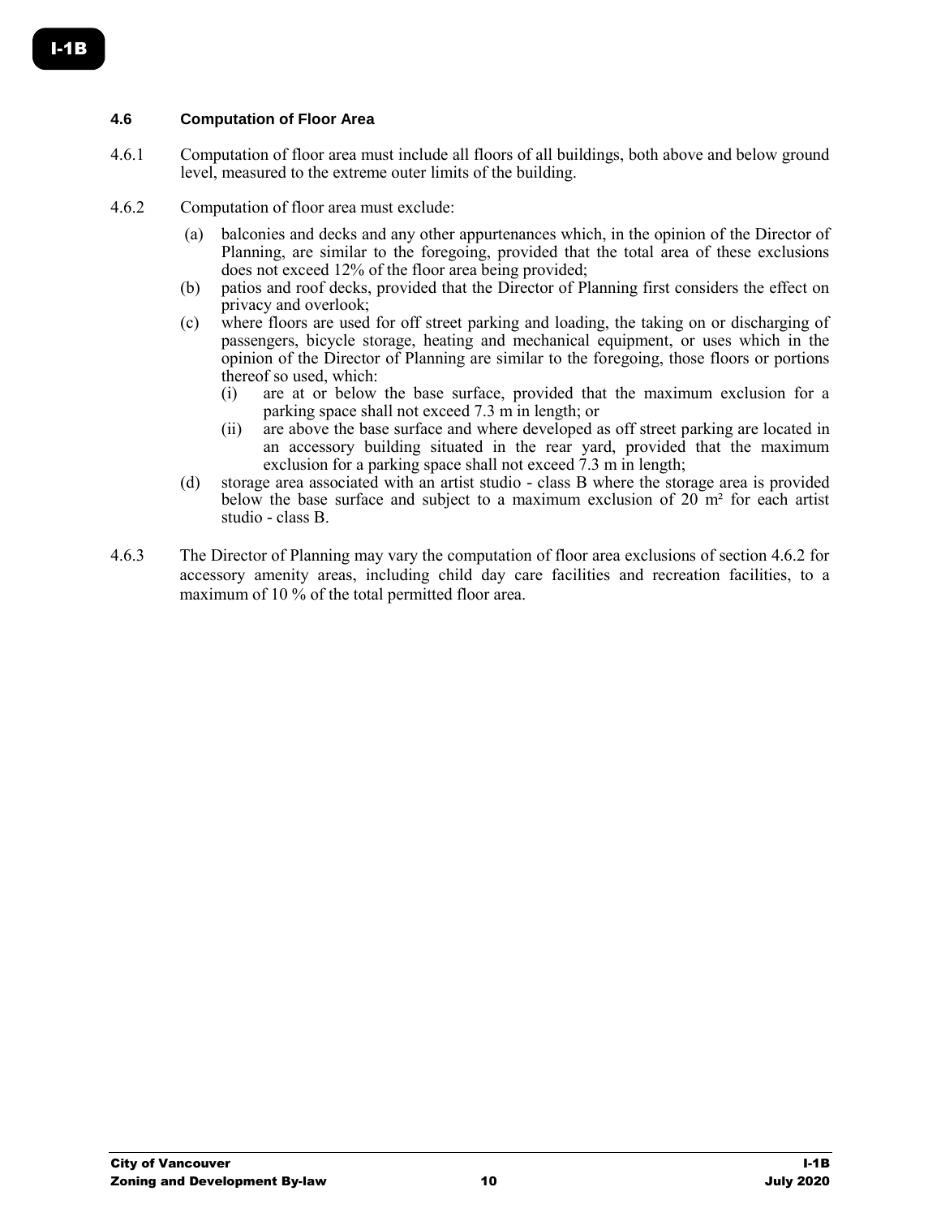### 4.6 Computation of Floor Area

4.6.1 Computation of floor area must include all floors of all buildings, both above and below ground level, measured to the extreme outer limits of the building.

4.6.2 Computation of floor area must exclude:

(a) balconies and decks and any other appurtenances which, in the opinion of the Director of Planning, are similar to the foregoing, provided that the total area of these exclusions does not exceed 12% of the floor area being provided;

(b) patios and roof decks, provided that the Director of Planning first considers the effect on privacy and overlook;

(c) where floors are used for off street parking and loading, the taking on or discharging of passengers, bicycle storage, heating and mechanical equipment, or uses which in the opinion of the Director of Planning are similar to the foregoing, those floors or portions thereof so used, which:

   (i) are at or below the base surface, provided that the maximum exclusion for a parking space shall not exceed 7.3 m in length; or

   (ii) are above the base surface and where developed as off street parking are located in an accessory building situated in the rear yard, provided that the maximum exclusion for a parking space shall not exceed 7.3 m in length;

(d) storage area associated with an artist studio - class B where the storage area is provided below the base surface and subject to a maximum exclusion of 20 m² for each artist studio - class B.

4.6.3 The Director of Planning may vary the computation of floor area exclusions of section 4.6.2 for accessory amenity areas, including child day care facilities and recreation facilities, to a maximum of 10 % of the total permitted floor area.